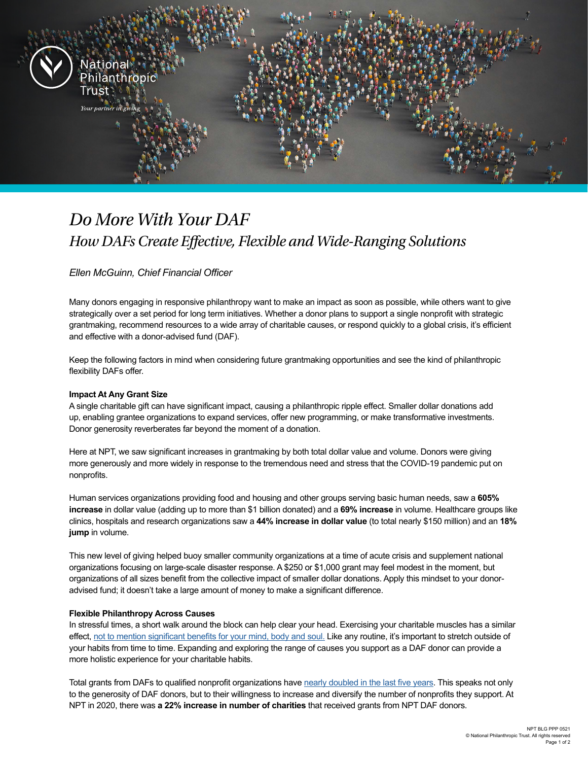# *Do More With Your DAF*

## *How DAFs Create Effective, Flexible and Wide-Ranging Solutions*

*Ellen McGuinn, Chief Financial Officer*

Many donors engaging in responsive philanthropy want to make an impact as soon as possible, while others want to give strategically over a set period for long term initiatives. Whether a donor plans to support a single nonprofit with strategic grantmaking, recommend resources to a wide array of charitable causes, or respond quickly to a global crisis, it's efficient and effective with a donor-advised fund (DAF).

Keep the following factors in mind when considering future grantmaking opportunities and see the kind of philanthropic flexibility DAFs offer.

### Impact At Any Grant Size

A single charitable gift can have significant impact, causing a philanthropic ripple effect. Smaller dollar donations add up, enabling grantee organizations to expand services, offer new programming, or make transformative investments. Donor generosity reverberates far beyond the moment of a donation.

Here at NPT, we saw significant increases in grantmaking by both total dollar value and volume. Donors were giving more generously and more widely in response to the tremendous need and stress that the COVID-19 pandemic put on nonprofits.

Human services organizations providing food and housing and other groups serving basic human needs, saw a **605% increase** in dollar value (adding up to more than $1 billion donated) and a **69% increase** in volume. Healthcare groups like clinics, hospitals and research organizations saw a **44% increase in dollar value** (to total nearly $150 million) and an **18% jump** in volume.

This new level of giving helped buoy smaller community organizations at a time of acute crisis and supplement national organizations focusing on large-scale disaster response. A $250 or $1,000 grant may feel modest in the moment, but organizations of all sizes benefit from the collective impact of smaller dollar donations. Apply this mindset to your donor-advised fund; it doesn't take a large amount of money to make a significant difference.

### Flexible Philanthropy Across Causes

In stressful times, a short walk around the block can help clear your head. Exercising your charitable muscles has a similar effect, not to mention significant benefits for your mind, body and soul. Like any routine, it's important to stretch outside of your habits from time to time. Expanding and exploring the range of causes you support as a DAF donor can provide a more holistic experience for your charitable habits.

Total grants from DAFs to qualified nonprofit organizations have nearly doubled in the last five years. This speaks not only to the generosity of DAF donors, but to their willingness to increase and diversify the number of nonprofits they support. At NPT in 2020, there was **a 22% increase in number of charities** that received grants from NPT DAF donors.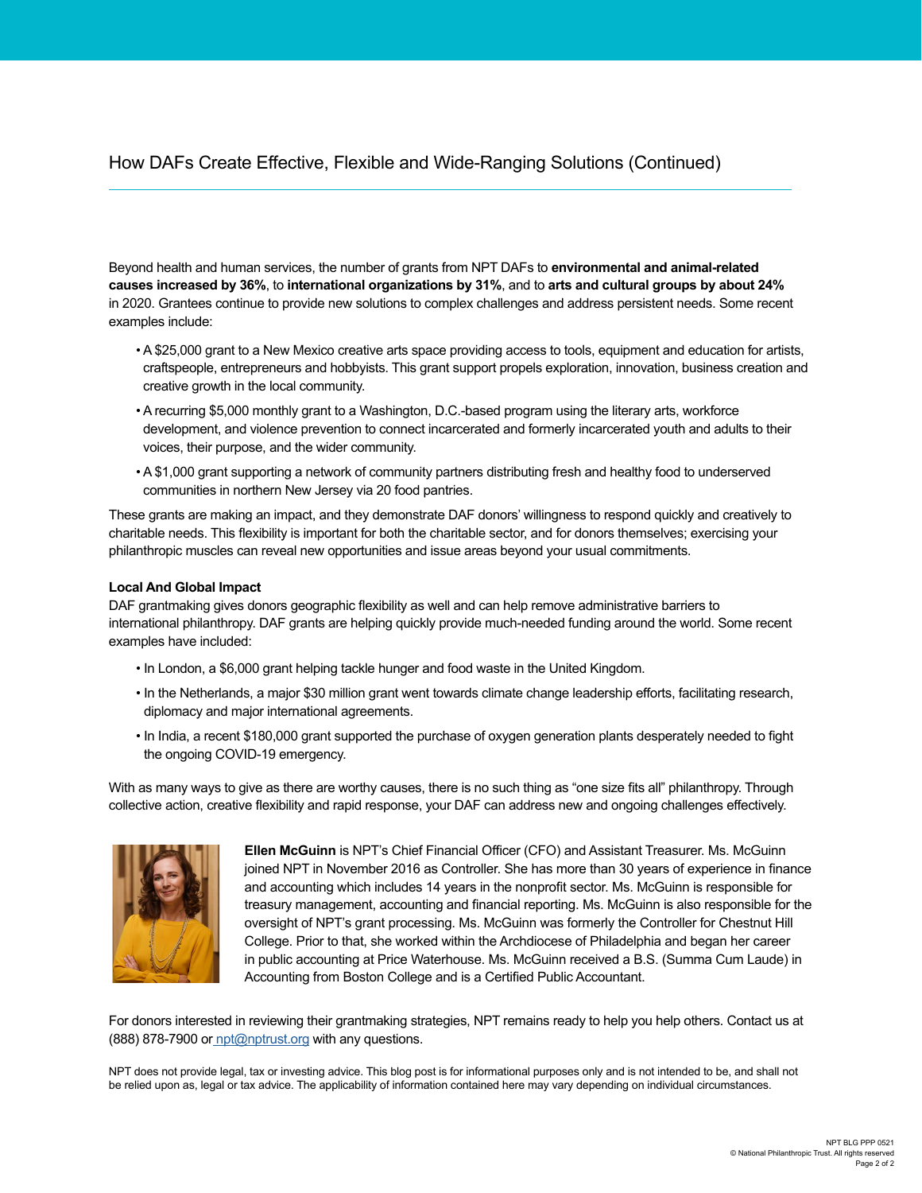## How DAFs Create Effective, Flexible and Wide-Ranging Solutions (Continued)

Beyond health and human services, the number of grants from NPT DAFs to **environmental and animal-related causes increased by 36%**, to **international organizations by 31%**, and to **arts and cultural groups by about 24%** in 2020. Grantees continue to provide new solutions to complex challenges and address persistent needs. Some recent examples include:

- A $25,000 grant to a New Mexico creative arts space providing access to tools, equipment and education for artists, craftspeople, entrepreneurs and hobbyists. This grant support propels exploration, innovation, business creation and creative growth in the local community.
- A recurring $5,000 monthly grant to a Washington, D.C.-based program using the literary arts, workforce development, and violence prevention to connect incarcerated and formerly incarcerated youth and adults to their voices, their purpose, and the wider community.
- A $1,000 grant supporting a network of community partners distributing fresh and healthy food to underserved communities in northern New Jersey via 20 food pantries.

These grants are making an impact, and they demonstrate DAF donors' willingness to respond quickly and creatively to charitable needs. This flexibility is important for both the charitable sector, and for donors themselves; exercising your philanthropic muscles can reveal new opportunities and issue areas beyond your usual commitments.

**Local And Global Impact**

DAF grantmaking gives donors geographic flexibility as well and can help remove administrative barriers to international philanthropy. DAF grants are helping quickly provide much-needed funding around the world. Some recent examples have included:

- In London, a $6,000 grant helping tackle hunger and food waste in the United Kingdom.
- In the Netherlands, a major $30 million grant went towards climate change leadership efforts, facilitating research, diplomacy and major international agreements.
- In India, a recent $180,000 grant supported the purchase of oxygen generation plants desperately needed to fight the ongoing COVID-19 emergency.

With as many ways to give as there are worthy causes, there is no such thing as "one size fits all" philanthropy. Through collective action, creative flexibility and rapid response, your DAF can address new and ongoing challenges effectively.

**Ellen McGuinn** is NPT's Chief Financial Officer (CFO) and Assistant Treasurer. Ms. McGuinn joined NPT in November 2016 as Controller. She has more than 30 years of experience in finance and accounting which includes 14 years in the nonprofit sector. Ms. McGuinn is responsible for treasury management, accounting and financial reporting. Ms. McGuinn is also responsible for the oversight of NPT's grant processing. Ms. McGuinn was formerly the Controller for Chestnut Hill College. Prior to that, she worked within the Archdiocese of Philadelphia and began her career in public accounting at Price Waterhouse. Ms. McGuinn received a B.S. (Summa Cum Laude) in Accounting from Boston College and is a Certified Public Accountant.

For donors interested in reviewing their grantmaking strategies, NPT remains ready to help you help others. Contact us at (888) 878-7900 or npt@nptrust.org with any questions.

NPT does not provide legal, tax or investing advice. This blog post is for informational purposes only and is not intended to be, and shall not be relied upon as, legal or tax advice. The applicability of information contained here may vary depending on individual circumstances.

NPT BLG PPP 0521
© National Philanthropic Trust. All rights reserved